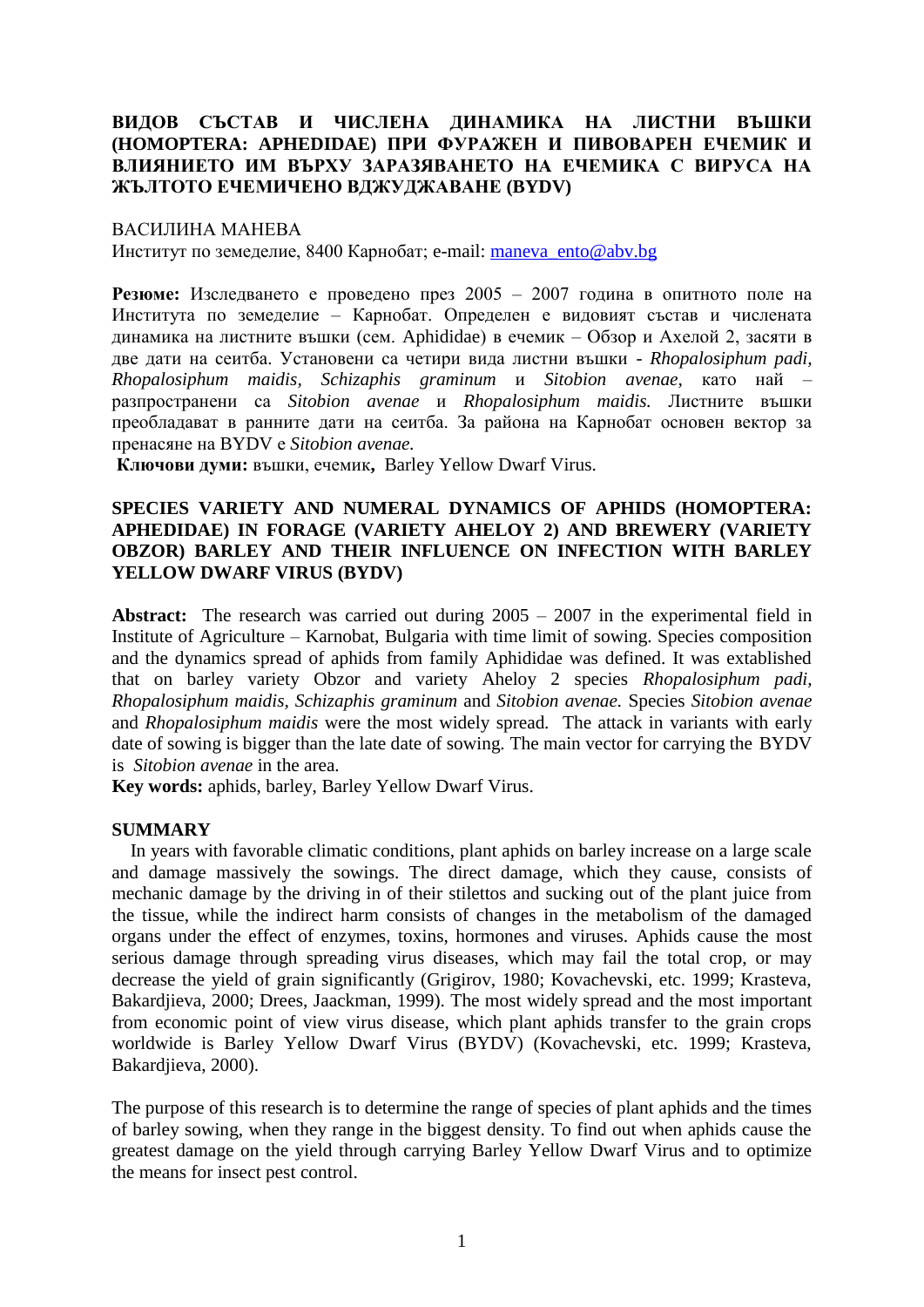# ВИДОВ СЪСТАВ И ЧИСЛЕНА ДИНАМИКА НА ЛИСТНИ ВЪШКИ (HOMOPTERA: APHEDIDAE) ПРИ ФУРАЖЕН И ПИВОВАРЕН ЕЧЕМИК И ВЛИЯНИЕТО ИМ ВЪРХУ ЗАРАЗЯВАНЕТО НА ЕЧЕМИКА С ВИРУСА НА ЖЪЛТОТО ЕЧЕМИЧЕНО ВДЖУДЖАВАНЕ (BYDV)

ВАСИЛИНА МАНЕВА
Институт по земеделие, 8400 Карнобат; e-mail: maneva_ento@abv.bg

**Резюме:** Изследването е проведено през 2005 – 2007 година в опитното поле на Института по земеделие – Карнобат. Определен е видовият състав и числената динамика на листните въшки (сем. Aphididae) в ечемик – Обзор и Ахелой 2, засяти в две дати на сеитба. Установени са четири вида листни въшки - *Rhopalosiphum padi, Rhopalosiphum maidis, Schizaphis graminum* и *Sitobion avenae,* като най – разпространени са *Sitobion avenae* и *Rhopalosiphum maidis.* Листните въшки преобладават в ранните дати на сеитба. За района на Карнобат основен вектор за пренасяне на BYDV е *Sitobion avenae.*
**Ключови думи:** въшки, ечемик**,** Barley Yellow Dwarf Virus.

# SPECIES VARIETY AND NUMERAL DYNAMICS OF APHIDS (HOMOPTERA: APHEDIDAE) IN FORAGE (VARIETY AHELOY 2) AND BREWERY (VARIETY OBZOR) BARLEY AND THEIR INFLUENCE ON INFECTION WITH BARLEY YELLOW DWARF VIRUS (BYDV)

**Abstract:** The research was carried out during 2005 – 2007 in the experimental field in Institute of Agriculture – Karnobat, Bulgaria with time limit of sowing. Species composition and the dynamics spread of aphids from family Aphididae was defined. It was extablished that on barley variety Obzor and variety Aheloy 2 species *Rhopalosiphum padi, Rhopalosiphum maidis, Schizaphis graminum* and *Sitobion avenae.* Species *Sitobion avenae* and *Rhopalosiphum maidis* were the most widely spread. The attack in variants with early date of sowing is bigger than the late date of sowing. The main vector for carrying the BYDV is *Sitobion avenae* in the area.
**Key words:** aphids, barley, Barley Yellow Dwarf Virus.

## SUMMARY

In years with favorable climatic conditions, plant aphids on barley increase on a large scale and damage massively the sowings. The direct damage, which they cause, consists of mechanic damage by the driving in of their stilettos and sucking out of the plant juice from the tissue, while the indirect harm consists of changes in the metabolism of the damaged organs under the effect of enzymes, toxins, hormones and viruses. Aphids cause the most serious damage through spreading virus diseases, which may fail the total crop, or may decrease the yield of grain significantly (Grigirov, 1980; Kovachevski, etc. 1999; Krasteva, Bakardjieva, 2000; Drees, Jaackman, 1999). The most widely spread and the most important from economic point of view virus disease, which plant aphids transfer to the grain crops worldwide is Barley Yellow Dwarf Virus (BYDV) (Kovachevski, etc. 1999; Krasteva, Bakardjieva, 2000).

The purpose of this research is to determine the range of species of plant aphids and the times of barley sowing, when they range in the biggest density. To find out when aphids cause the greatest damage on the yield through carrying Barley Yellow Dwarf Virus and to optimize the means for insect pest control.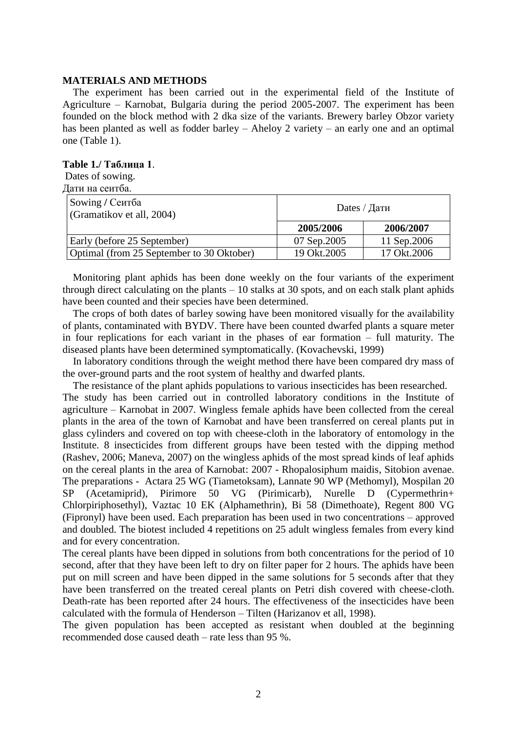## MATERIALS AND METHODS

The experiment has been carried out in the experimental field of the Institute of Agriculture – Karnobat, Bulgaria during the period 2005-2007. The experiment has been founded on the block method with 2 dka size of the variants. Brewery barley Obzor variety has been planted as well as fodder barley – Aheloy 2 variety – an early one and an optimal one (Table 1).

**Table 1./ Таблица 1**.
Dates of sowing.
Дати на сеитба.

| Sowing / Сеитба (Gramatikov et all, 2004) | Dates / Дати | |
|---|---|---|
| | **2005/2006** | **2006/2007** |
| Early (before 25 September) | 07 Sep.2005 | 11 Sep.2006 |
| Optimal (from 25 September to 30 Oktober) | 19 Okt.2005 | 17 Okt.2006 |

Monitoring plant aphids has been done weekly on the four variants of the experiment through direct calculating on the plants – 10 stalks at 30 spots, and on each stalk plant aphids have been counted and their species have been determined.

The crops of both dates of barley sowing have been monitored visually for the availability of plants, contaminated with BYDV. There have been counted dwarfed plants a square meter in four replications for each variant in the phases of ear formation – full maturity. The diseased plants have been determined symptomatically. (Kovachevski, 1999)

In laboratory conditions through the weight method there have been compared dry mass of the over-ground parts and the root system of healthy and dwarfed plants.

The resistance of the plant aphids populations to various insecticides has been researched. The study has been carried out in controlled laboratory conditions in the Institute of agriculture – Karnobat in 2007. Wingless female aphids have been collected from the cereal plants in the area of the town of Karnobat and have been transferred on cereal plants put in glass cylinders and covered on top with cheese-cloth in the laboratory of entomology in the Institute. 8 insecticides from different groups have been tested with the dipping method (Rashev, 2006; Maneva, 2007) on the wingless aphids of the most spread kinds of leaf aphids on the cereal plants in the area of Karnobat: 2007 - Rhopalosiphum maidis, Sitobion avenae. The preparations - Actara 25 WG (Tiametoksam), Lannate 90 WP (Methomyl), Mospilan 20 SP (Acetamiprid), Pirimore 50 VG (Pirimicarb), Nurelle D (Cypermethrin+ Chlorpiriphosethyl), Vaztac 10 EK (Alphamethrin), Bi 58 (Dimethoate), Regent 800 VG (Fipronyl) have been used. Each preparation has been used in two concentrations – approved and doubled. The biotest included 4 repetitions on 25 adult wingless females from every kind and for every concentration.

The cereal plants have been dipped in solutions from both concentrations for the period of 10 second, after that they have been left to dry on filter paper for 2 hours. The aphids have been put on mill screen and have been dipped in the same solutions for 5 seconds after that they have been transferred on the treated cereal plants on Petri dish covered with cheese-cloth. Death-rate has been reported after 24 hours. The effectiveness of the insecticides have been calculated with the formula of Henderson – Tilten (Harizanov et all, 1998).

The given population has been accepted as resistant when doubled at the beginning recommended dose caused death – rate less than 95 %.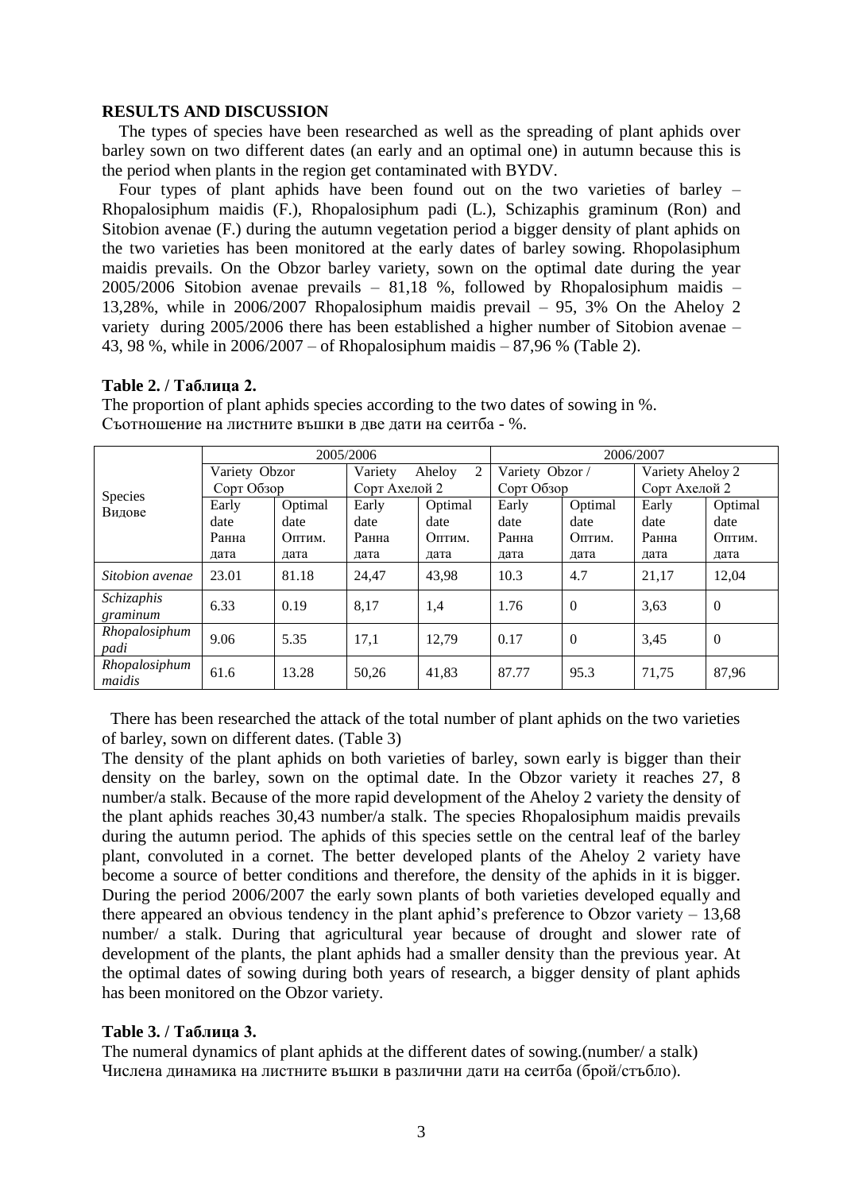## RESULTS AND DISCUSSION

The types of species have been researched as well as the spreading of plant aphids over barley sown on two different dates (an early and an optimal one) in autumn because this is the period when plants in the region get contaminated with BYDV.

Four types of plant aphids have been found out on the two varieties of barley – Rhopalosiphum maidis (F.), Rhopalosiphum padi (L.), Schizaphis graminum (Ron) and Sitobion avenae (F.) during the autumn vegetation period a bigger density of plant aphids on the two varieties has been monitored at the early dates of barley sowing. Rhopolasiphum maidis prevails. On the Obzor barley variety, sown on the optimal date during the year 2005/2006 Sitobion avenae prevails – 81,18 %, followed by Rhopalosiphum maidis – 13,28%, while in 2006/2007 Rhopalosiphum maidis prevail – 95, 3% On the Aheloy 2 variety during 2005/2006 there has been established a higher number of Sitobion avenae – 43, 98 %, while in 2006/2007 – of Rhopalosiphum maidis – 87,96 % (Table 2).

**Table 2. / Таблица 2.**

The proportion of plant aphids species according to the two dates of sowing in %.
Съотношение на листните въшки в две дати на сеитба - %.

| Species Видове | 2005/2006 | | | | 2006/2007 | | | |
|---|---|---|---|---|---|---|---|---|
| | Variety Obzor Сорт Обзор | | Variety Aheloy 2 Сорт Ахелой 2 | | Variety Obzor / Сорт Обзор | | Variety Aheloy 2 Сорт Ахелой 2 | |
| | Early date Ранна дата | Optimal date Оптим. дата | Early date Ранна дата | Optimal date Оптим. дата | Early date Ранна дата | Optimal date Оптим. дата | Early date Ранна дата | Optimal date Оптим. дата |
| *Sitobion avenae* | 23.01 | 81.18 | 24,47 | 43,98 | 10.3 | 4.7 | 21,17 | 12,04 |
| *Schizaphis graminum* | 6.33 | 0.19 | 8,17 | 1,4 | 1.76 | 0 | 3,63 | 0 |
| *Rhopalosiphum padi* | 9.06 | 5.35 | 17,1 | 12,79 | 0.17 | 0 | 3,45 | 0 |
| *Rhopalosiphum maidis* | 61.6 | 13.28 | 50,26 | 41,83 | 87.77 | 95.3 | 71,75 | 87,96 |

There has been researched the attack of the total number of plant aphids on the two varieties of barley, sown on different dates. (Table 3)

The density of the plant aphids on both varieties of barley, sown early is bigger than their density on the barley, sown on the optimal date. In the Obzor variety it reaches 27, 8 number/a stalk. Because of the more rapid development of the Aheloy 2 variety the density of the plant aphids reaches 30,43 number/a stalk. The species Rhopalosiphum maidis prevails during the autumn period. The aphids of this species settle on the central leaf of the barley plant, convoluted in a cornet. The better developed plants of the Aheloy 2 variety have become a source of better conditions and therefore, the density of the aphids in it is bigger. During the period 2006/2007 the early sown plants of both varieties developed equally and there appeared an obvious tendency in the plant aphid's preference to Obzor variety – 13,68 number/ a stalk. During that agricultural year because of drought and slower rate of development of the plants, the plant aphids had a smaller density than the previous year. At the optimal dates of sowing during both years of research, a bigger density of plant aphids has been monitored on the Obzor variety.

**Table 3. / Таблица 3.**

The numeral dynamics of plant aphids at the different dates of sowing.(number/ a stalk)
Числена динамика на листните въшки в различни дати на сеитба (брой/стъбло).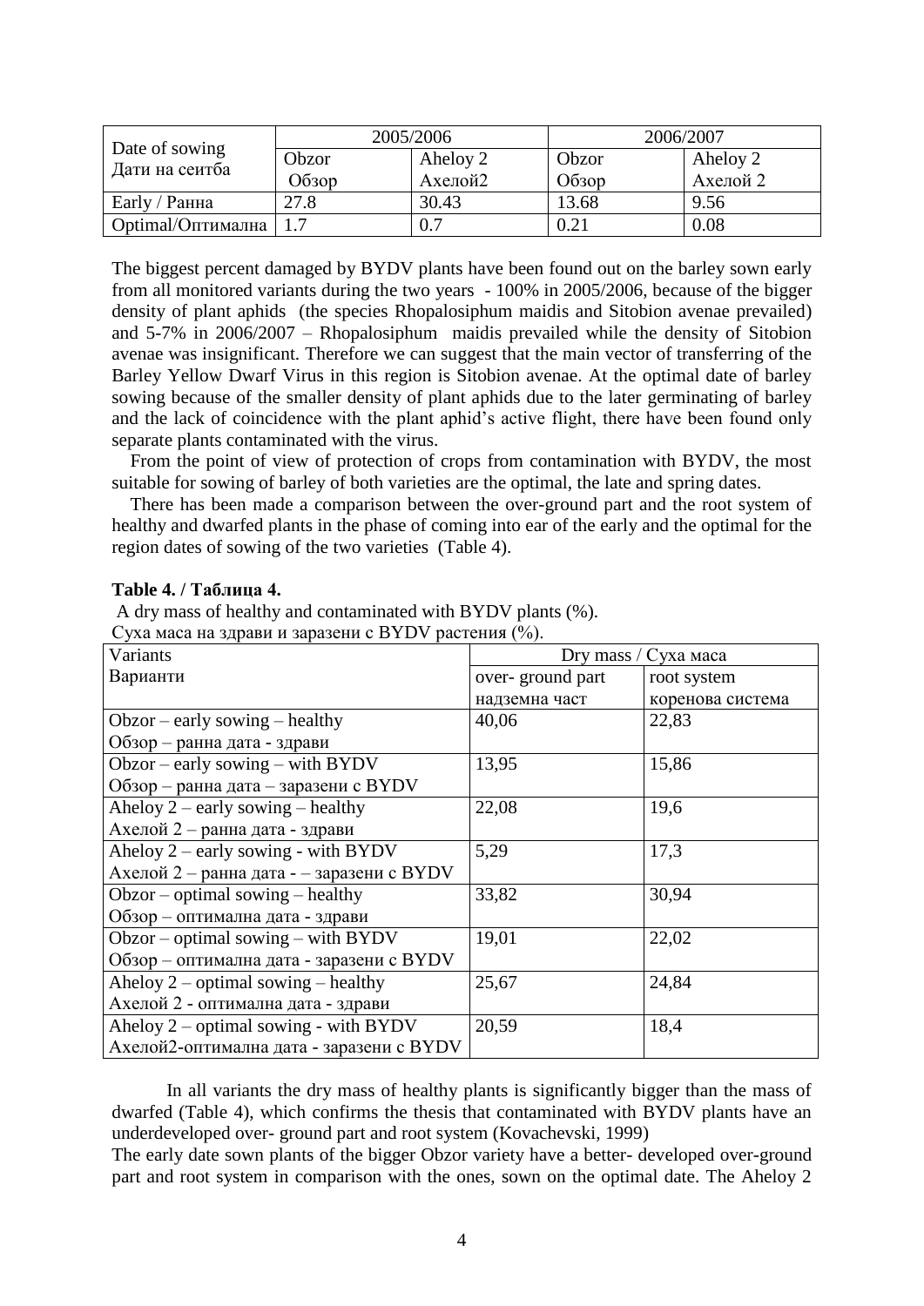| Date of sowing<br>Дати на сеитба | 2005/2006 | | 2006/2007 | |
|---|---|---|---|---|
| | Obzor<br>Обзор | Aheloy 2<br>Ахелой2 | Obzor<br>Обзор | Aheloy 2<br>Ахелой 2 |
| Early / Ранна | 27.8 | 30.43 | 13.68 | 9.56 |
| Optimal/Оптимална | 1.7 | 0.7 | 0.21 | 0.08 |

The biggest percent damaged by BYDV plants have been found out on the barley sown early from all monitored variants during the two years - 100% in 2005/2006, because of the bigger density of plant aphids (the species Rhopalosiphum maidis and Sitobion avenae prevailed) and 5-7% in 2006/2007 – Rhopalosiphum maidis prevailed while the density of Sitobion avenae was insignificant. Therefore we can suggest that the main vector of transferring of the Barley Yellow Dwarf Virus in this region is Sitobion avenae. At the optimal date of barley sowing because of the smaller density of plant aphids due to the later germinating of barley and the lack of coincidence with the plant aphid's active flight, there have been found only separate plants contaminated with the virus.

From the point of view of protection of crops from contamination with BYDV, the most suitable for sowing of barley of both varieties are the optimal, the late and spring dates.

There has been made a comparison between the over-ground part and the root system of healthy and dwarfed plants in the phase of coming into ear of the early and the optimal for the region dates of sowing of the two varieties (Table 4).

**Table 4. / Таблица 4.**

A dry mass of healthy and contaminated with BYDV plants (%).
Суха маса на здрави и заразени с BYDV растения (%).

| Variants<br>Варианти | Dry mass / Суха маса | |
|---|---|---|
| | over- ground part<br>надземна част | root system<br>коренова система |
| Obzor – early sowing – healthy<br>Обзор – ранна дата - здрави | 40,06 | 22,83 |
| Obzor – early sowing – with BYDV<br>Обзор – ранна дата – заразени с BYDV | 13,95 | 15,86 |
| Aheloy 2 – early sowing – healthy<br>Ахелой 2 – ранна дата - здрави | 22,08 | 19,6 |
| Aheloy 2 – early sowing - with BYDV<br>Ахелой 2 – ранна дата - – заразени с BYDV | 5,29 | 17,3 |
| Obzor – optimal sowing – healthy<br>Обзор – оптимална дата - здрави | 33,82 | 30,94 |
| Obzor – optimal sowing – with BYDV<br>Обзор – оптимална дата - заразени с BYDV | 19,01 | 22,02 |
| Aheloy 2 – optimal sowing – healthy<br>Ахелой 2 - оптимална дата - здрави | 25,67 | 24,84 |
| Aheloy 2 – optimal sowing - with BYDV<br>Ахелой2-оптимална дата - заразени с BYDV | 20,59 | 18,4 |

In all variants the dry mass of healthy plants is significantly bigger than the mass of dwarfed (Table 4), which confirms the thesis that contaminated with BYDV plants have an underdeveloped over- ground part and root system (Kovachevski, 1999)

The early date sown plants of the bigger Obzor variety have a better- developed over-ground part and root system in comparison with the ones, sown on the optimal date. The Aheloy 2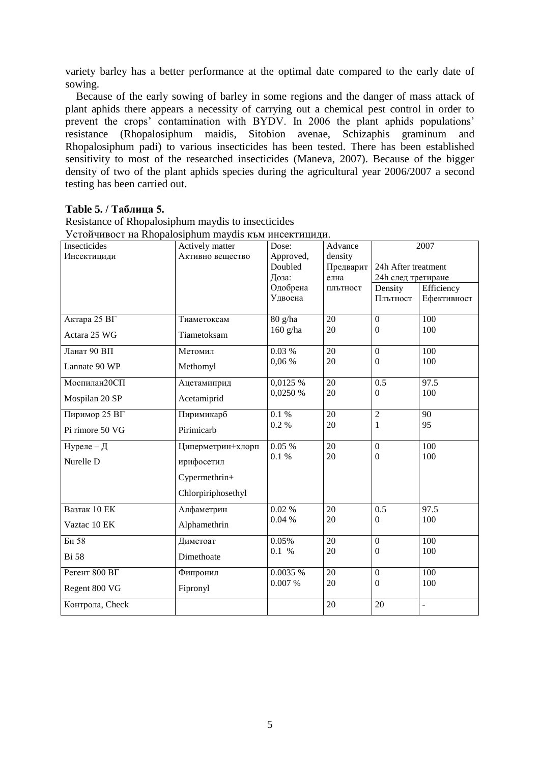variety barley has a better performance at the optimal date compared to the early date of sowing.

Because of the early sowing of barley in some regions and the danger of mass attack of plant aphids there appears a necessity of carrying out a chemical pest control in order to prevent the crops' contamination with BYDV. In 2006 the plant aphids populations' resistance (Rhopalosiphum maidis, Sitobion avenae, Schizaphis graminum and Rhopalosiphum padi) to various insecticides has been tested. There has been established sensitivity to most of the researched insecticides (Maneva, 2007). Because of the bigger density of two of the plant aphids species during the agricultural year 2006/2007 a second testing has been carried out.

**Table 5. / Таблица 5.**

Resistance of Rhopalosiphum maydis to insecticides

Устойчивост на Rhopalosiphum maydis към инсектициди.

| Insecticides Инсектициди | Actively matter Активно вещество | Dose: Approved, Doubled Доза: Одобрена Удвоена | Advance density Предварителна плътност | 2007 | |
|---|---|---|---|---|---|
| | | | | 24h After treatment 24h след третиране | |
| | | | | Density Плътност | Efficiency Ефективност |
| Актара 25 ВГ<br>Actara 25 WG | Тиаметоксам<br>Tiametoksam | 80 g/ha<br>160 g/ha | 20<br>20 | 0<br>0 | 100<br>100 |
| Ланат 90 ВП<br>Lannate 90 WP | Метомил<br>Methomyl | 0.03 %<br>0,06 % | 20<br>20 | 0<br>0 | 100<br>100 |
| Моспилан20СП<br>Mospilan 20 SP | Ацетамиприд<br>Acetamiprid | 0,0125 %<br>0,0250 % | 20<br>20 | 0.5<br>0 | 97.5<br>100 |
| Пиримор 25 ВГ<br>Pi rimore 50 VG | Пиримикарб<br>Pirimicarb | 0.1 %<br>0.2 % | 20<br>20 | 2<br>1 | 90<br>95 |
| Нуреле – Д<br>Nurelle D | Циперметрин+хлорпирифосетил<br>Cypermethrin+ Chlorpiriphosethyl | 0.05 %<br>0.1 % | 20<br>20 | 0<br>0 | 100<br>100 |
| Вазтак 10 ЕК<br>Vaztac 10 EK | Алфаметрин<br>Alphamethrin | 0.02 %<br>0.04 % | 20<br>20 | 0.5<br>0 | 97.5<br>100 |
| Би 58<br>Bi 58 | Диметоат<br>Dimethoate | 0.05%<br>0.1 % | 20<br>20 | 0<br>0 | 100<br>100 |
| Регент 800 ВГ<br>Regent 800 VG | Фипронил<br>Fipronyl | 0.0035 %<br>0.007 % | 20<br>20 | 0<br>0 | 100<br>100 |
| Контрола, Check | | | 20 | 20 | - |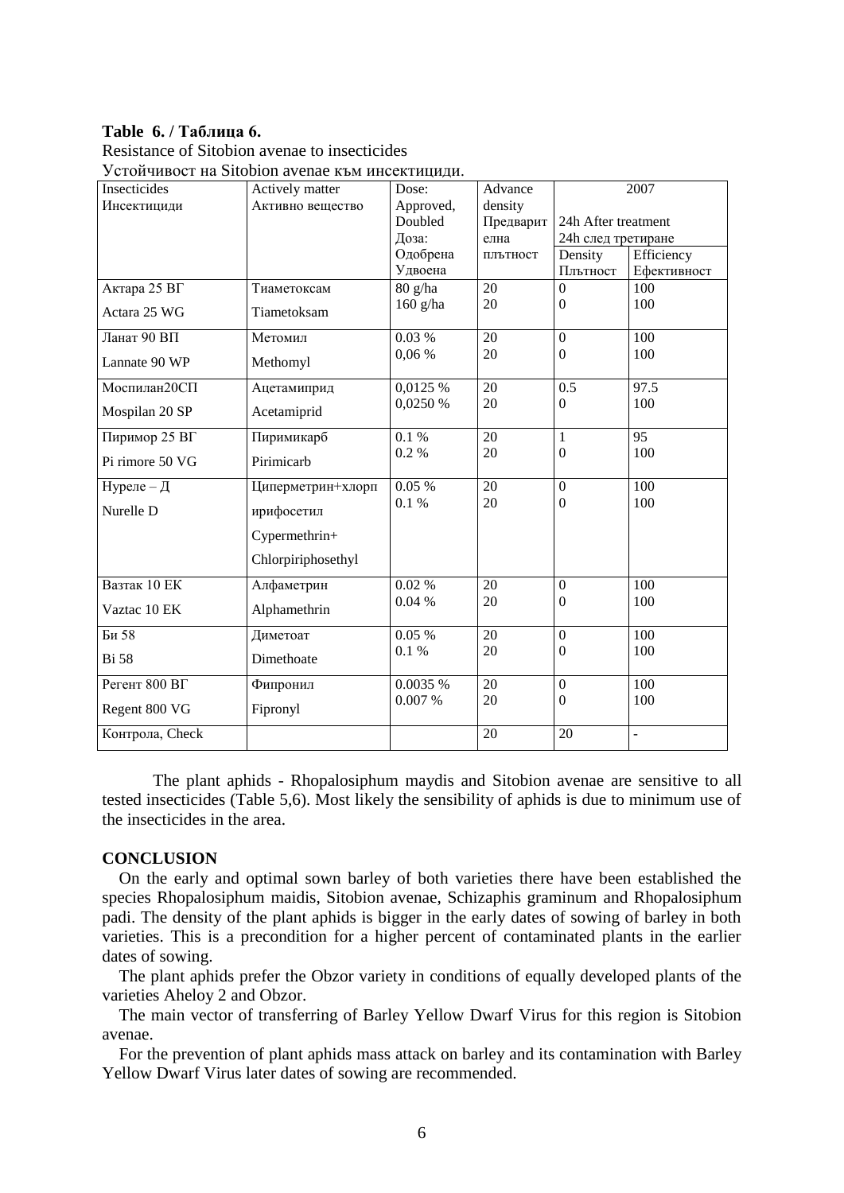**Table 6. / Таблица 6.**

Resistance of Sitobion avenae to insecticides

Устойчивост на Sitobion avenae към инсектициди.

| Insecticides Инсектициди | Actively matter Активно вещество | Dose: Approved, Doubled Доза: Одобрена Удвоена | Advance density Предварителна плътност | 2007 24h After treatment 24h след третиране | |
|---|---|---|---|---|---|
| | | | | Density Плътност | Efficiency Ефективност |
| Актара 25 ВГ Actara 25 WG | Тиаметоксам Tiametoksam | 80 g/ha 160 g/ha | 20 20 | 0 0 | 100 100 |
| Ланат 90 ВП Lannate 90 WP | Метомил Methomyl | 0.03 % 0,06 % | 20 20 | 0 0 | 100 100 |
| Моспилан20СП Mospilan 20 SP | Ацетамиприд Acetamiprid | 0,0125 % 0,0250 % | 20 20 | 0.5 0 | 97.5 100 |
| Пиримор 25 ВГ Pi rimore 50 VG | Пиримикарб Pirimicarb | 0.1 % 0.2 % | 20 20 | 1 0 | 95 100 |
| Нуреле – Д Nurelle D | Циперметрин+хлорпирифосетил Cypermethrin+ Chlorpiriphosethyl | 0.05 % 0.1 % | 20 20 | 0 0 | 100 100 |
| Вазтак 10 ЕК Vaztac 10 EK | Алфаметрин Alphamethrin | 0.02 % 0.04 % | 20 20 | 0 0 | 100 100 |
| Би 58 Bi 58 | Диметоат Dimethoate | 0.05 % 0.1 % | 20 20 | 0 0 | 100 100 |
| Регент 800 ВГ Regent 800 VG | Фипронил Fipronyl | 0.0035 % 0.007 % | 20 20 | 0 0 | 100 100 |
| Контрола, Check | | | 20 | 20 | - |

The plant aphids - Rhopalosiphum maydis and Sitobion avenae are sensitive to all tested insecticides (Table 5,6). Most likely the sensibility of aphids is due to minimum use of the insecticides in the area.

## CONCLUSION

On the early and optimal sown barley of both varieties there have been established the species Rhopalosiphum maidis, Sitobion avenae, Schizaphis graminum and Rhopalosiphum padi. The density of the plant aphids is bigger in the early dates of sowing of barley in both varieties. This is a precondition for a higher percent of contaminated plants in the earlier dates of sowing.

The plant aphids prefer the Obzor variety in conditions of equally developed plants of the varieties Aheloy 2 and Obzor.

The main vector of transferring of Barley Yellow Dwarf Virus for this region is Sitobion avenae.

For the prevention of plant aphids mass attack on barley and its contamination with Barley Yellow Dwarf Virus later dates of sowing are recommended.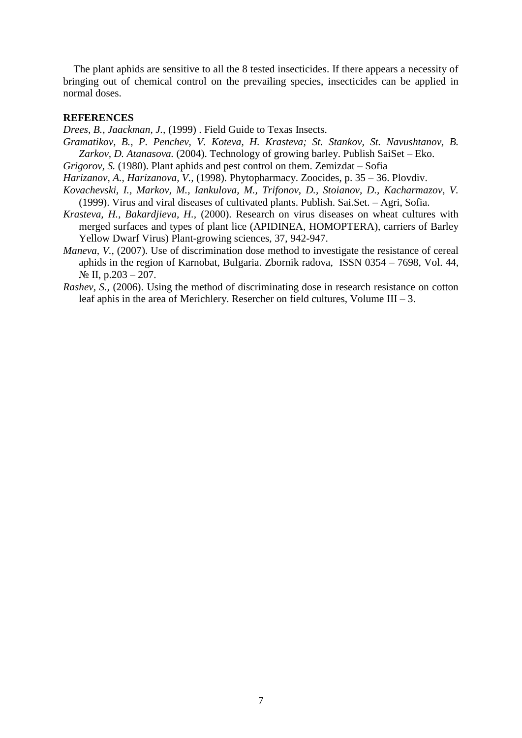The plant aphids are sensitive to all the 8 tested insecticides. If there appears a necessity of bringing out of chemical control on the prevailing species, insecticides can be applied in normal doses.

**REFERENCES**

*Drees, B., Jaackman, J.*, (1999) . Field Guide to Texas Insects.

*Gramatikov, B., P. Penchev, V. Koteva, H. Krasteva; St. Stankov, St. Navushtanov, B. Zarkov, D. Atanasova.* (2004). Technology of growing barley. Publish SaiSet – Eko.

*Grigorov, S.* (1980). Plant aphids and pest control on them. Zemizdat – Sofia

*Harizanov, A., Harizanova, V.*, (1998). Phytopharmacy. Zoocides, p. 35 – 36. Plovdiv.

*Kovachevski, I., Markov, M., Iankulova, M., Trifonov, D., Stoianov, D., Kacharmazov, V.* (1999). Virus and viral diseases of cultivated plants. Publish. Sai.Set. – Agri, Sofia.

*Krasteva, H., Bakardjieva, H.*, (2000). Research on virus diseases on wheat cultures with merged surfaces and types of plant lice (APIDINEA, HOMOPTERA), carriers of Barley Yellow Dwarf Virus) Plant-growing sciences, 37, 942-947.

*Maneva, V.*, (2007). Use of discrimination dose method to investigate the resistance of cereal aphids in the region of Karnobat, Bulgaria. Zbornik radova, ISSN 0354 – 7698, Vol. 44, № II, p.203 – 207.

*Rashev, S.*, (2006). Using the method of discriminating dose in research resistance on cotton leaf aphis in the area of Merichlery. Resercher on field cultures, Volume III – 3.